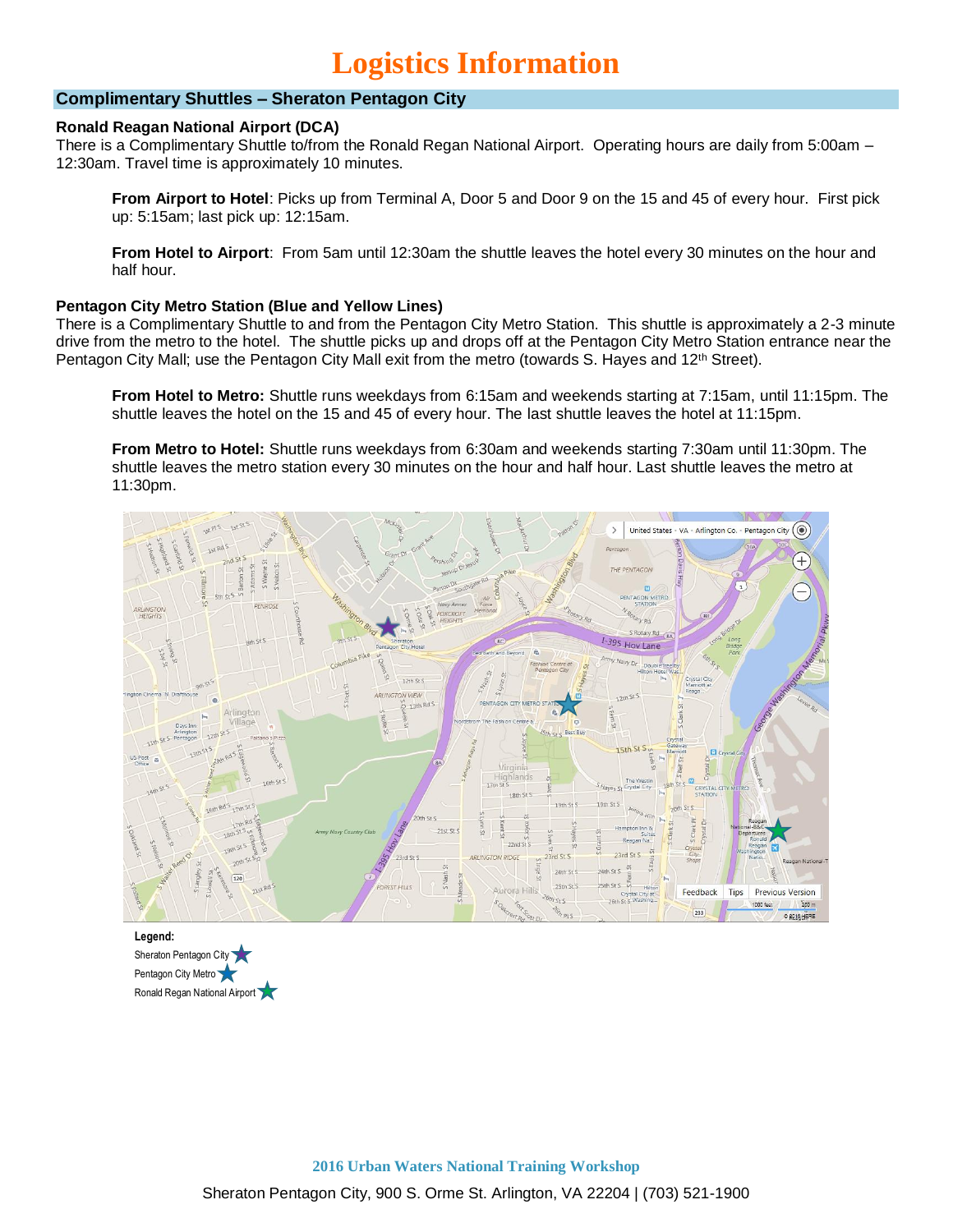# Logistics Information

## Complimentary Shuttles – Sheraton Pentagon City

### Ronald Reagan National Airport (DCA)

There is a Complimentary Shuttle to/from the Ronald Regan National Airport. Operating hours are daily from 5:00am – 12:30am. Travel time is approximately 10 minutes.

**From Airport to Hotel**: Picks up from Terminal A, Door 5 and Door 9 on the 15 and 45 of every hour. First pick up: 5:15am; last pick up: 12:15am.

**From Hotel to Airport**: From 5am until 12:30am the shuttle leaves the hotel every 30 minutes on the hour and half hour.

### Pentagon City Metro Station (Blue and Yellow Lines)

There is a Complimentary Shuttle to and from the Pentagon City Metro Station. This shuttle is approximately a 2-3 minute drive from the metro to the hotel. The shuttle picks up and drops off at the Pentagon City Metro Station entrance near the Pentagon City Mall; use the Pentagon City Mall exit from the metro (towards S. Hayes and 12th Street).

**From Hotel to Metro:** Shuttle runs weekdays from 6:15am and weekends starting at 7:15am, until 11:15pm. The shuttle leaves the hotel on the 15 and 45 of every hour. The last shuttle leaves the hotel at 11:15pm.

**From Metro to Hotel:** Shuttle runs weekdays from 6:30am and weekends starting 7:30am until 11:30pm. The shuttle leaves the metro station every 30 minutes on the hour and half hour. Last shuttle leaves the metro at 11:30pm.

**Legend:**
- Sheraton Pentagon City
- Pentagon City Metro
- Ronald Regan National Airport

2016 Urban Waters National Training Workshop

Sheraton Pentagon City, 900 S. Orme St. Arlington, VA 22204 | (703) 521-1900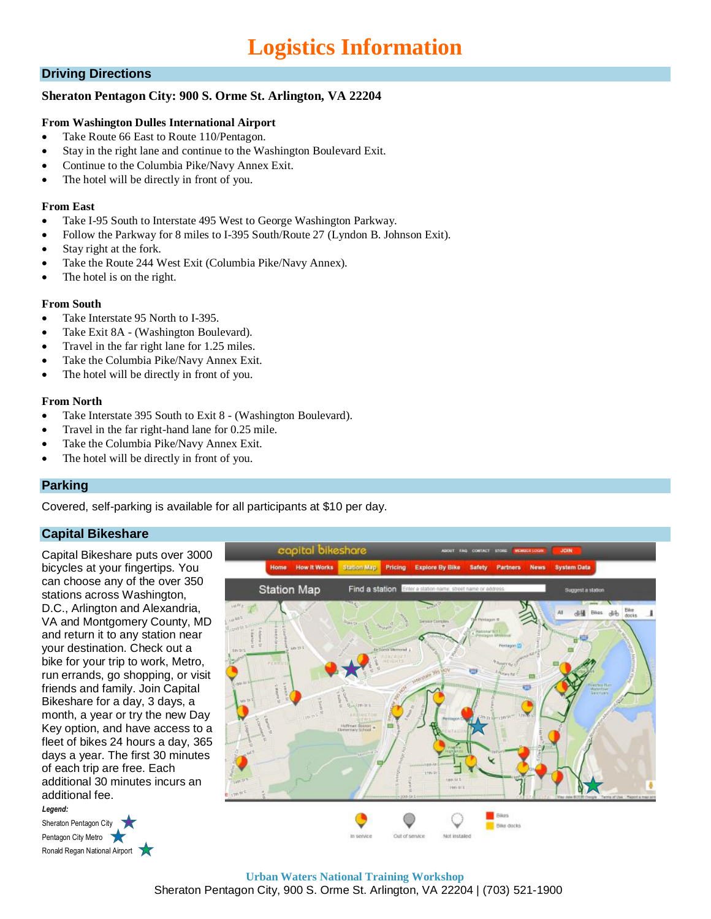# Logistics Information

## Driving Directions

**Sheraton Pentagon City: 900 S. Orme St. Arlington, VA 22204**

**From Washington Dulles International Airport**

- Take Route 66 East to Route 110/Pentagon.
- Stay in the right lane and continue to the Washington Boulevard Exit.
- Continue to the Columbia Pike/Navy Annex Exit.
- The hotel will be directly in front of you.

**From East**

- Take I-95 South to Interstate 495 West to George Washington Parkway.
- Follow the Parkway for 8 miles to I-395 South/Route 27 (Lyndon B. Johnson Exit).
- Stay right at the fork.
- Take the Route 244 West Exit (Columbia Pike/Navy Annex).
- The hotel is on the right.

**From South**

- Take Interstate 95 North to I-395.
- Take Exit 8A - (Washington Boulevard).
- Travel in the far right lane for 1.25 miles.
- Take the Columbia Pike/Navy Annex Exit.
- The hotel will be directly in front of you.

**From North**

- Take Interstate 395 South to Exit 8 - (Washington Boulevard).
- Travel in the far right-hand lane for 0.25 mile.
- Take the Columbia Pike/Navy Annex Exit.
- The hotel will be directly in front of you.

## Parking

Covered, self-parking is available for all participants at $10 per day.

## Capital Bikeshare

Capital Bikeshare puts over 3000 bicycles at your fingertips. You can choose any of the over 350 stations across Washington, D.C., Arlington and Alexandria, VA and Montgomery County, MD and return it to any station near your destination. Check out a bike for your trip to work, Metro, run errands, go shopping, or visit friends and family. Join Capital Bikeshare for a day, 3 days, a month, a year or try the new Day Key option, and have access to a fleet of bikes 24 hours a day, 365 days a year. The first 30 minutes of each trip are free. Each additional 30 minutes incurs an additional fee.

*Legend:*

Sheraton Pentagon City

Pentagon City Metro

Ronald Regan National Airport

**Urban Waters National Training Workshop**

Sheraton Pentagon City, 900 S. Orme St. Arlington, VA 22204 | (703) 521-1900